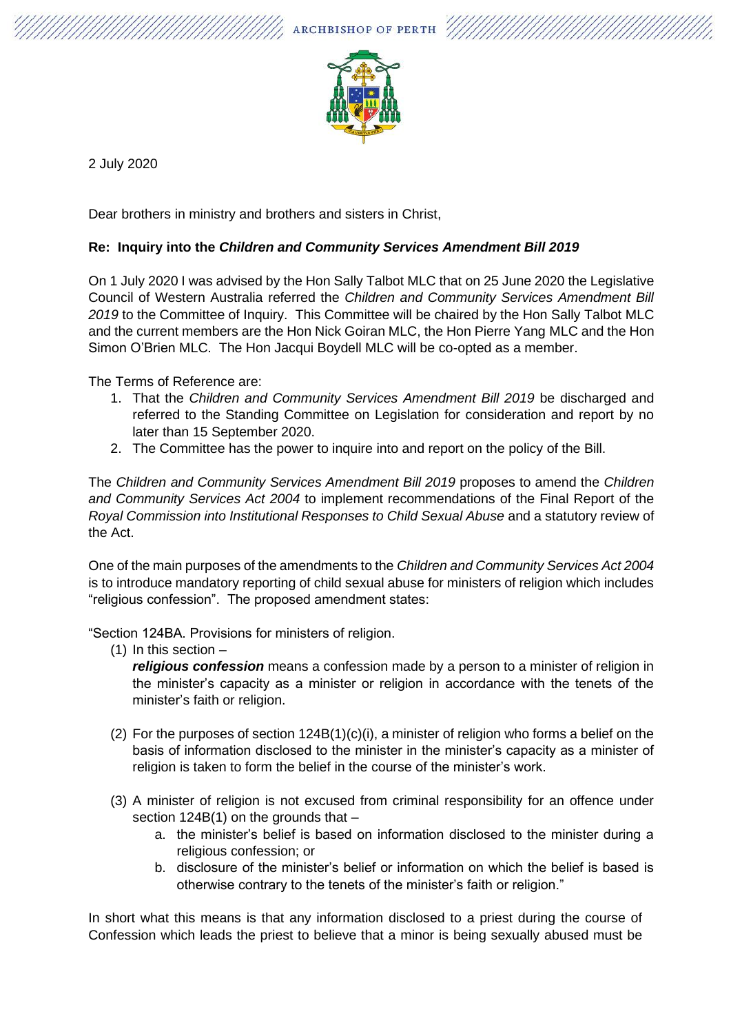ARCHBISHOP OF PERTH

2 July 2020

Dear brothers in ministry and brothers and sisters in Christ,

**Re: Inquiry into the *Children and Community Services Amendment Bill 2019***

On 1 July 2020 I was advised by the Hon Sally Talbot MLC that on 25 June 2020 the Legislative Council of Western Australia referred the *Children and Community Services Amendment Bill 2019* to the Committee of Inquiry. This Committee will be chaired by the Hon Sally Talbot MLC and the current members are the Hon Nick Goiran MLC, the Hon Pierre Yang MLC and the Hon Simon O'Brien MLC. The Hon Jacqui Boydell MLC will be co-opted as a member.

The Terms of Reference are:

1. That the *Children and Community Services Amendment Bill 2019* be discharged and referred to the Standing Committee on Legislation for consideration and report by no later than 15 September 2020.
2. The Committee has the power to inquire into and report on the policy of the Bill.

The *Children and Community Services Amendment Bill 2019* proposes to amend the *Children and Community Services Act 2004* to implement recommendations of the Final Report of the *Royal Commission into Institutional Responses to Child Sexual Abuse* and a statutory review of the Act.

One of the main purposes of the amendments to the *Children and Community Services Act 2004* is to introduce mandatory reporting of child sexual abuse for ministers of religion which includes "religious confession". The proposed amendment states:

"Section 124BA. Provisions for ministers of religion.

(1) In this section –
***religious confession*** means a confession made by a person to a minister of religion in the minister's capacity as a minister or religion in accordance with the tenets of the minister's faith or religion.

(2) For the purposes of section 124B(1)(c)(i), a minister of religion who forms a belief on the basis of information disclosed to the minister in the minister's capacity as a minister of religion is taken to form the belief in the course of the minister's work.

(3) A minister of religion is not excused from criminal responsibility for an offence under section 124B(1) on the grounds that –
   a. the minister's belief is based on information disclosed to the minister during a religious confession; or
   b. disclosure of the minister's belief or information on which the belief is based is otherwise contrary to the tenets of the minister's faith or religion."

In short what this means is that any information disclosed to a priest during the course of Confession which leads the priest to believe that a minor is being sexually abused must be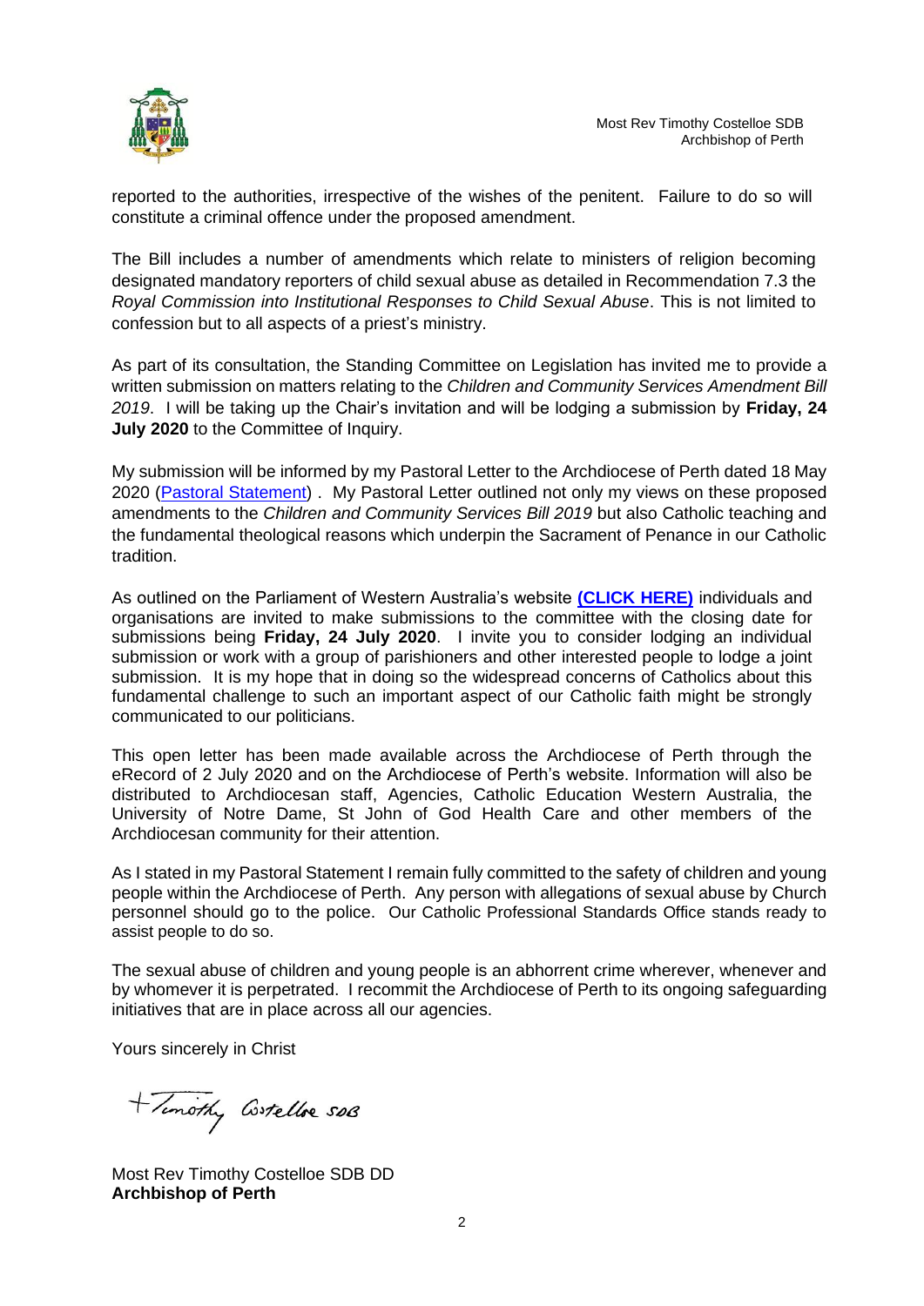reported to the authorities, irrespective of the wishes of the penitent. Failure to do so will constitute a criminal offence under the proposed amendment.

The Bill includes a number of amendments which relate to ministers of religion becoming designated mandatory reporters of child sexual abuse as detailed in Recommendation 7.3 the *Royal Commission into Institutional Responses to Child Sexual Abuse*. This is not limited to confession but to all aspects of a priest's ministry.

As part of its consultation, the Standing Committee on Legislation has invited me to provide a written submission on matters relating to the *Children and Community Services Amendment Bill 2019*. I will be taking up the Chair's invitation and will be lodging a submission by **Friday, 24 July 2020** to the Committee of Inquiry.

My submission will be informed by my Pastoral Letter to the Archdiocese of Perth dated 18 May 2020 (Pastoral Statement) . My Pastoral Letter outlined not only my views on these proposed amendments to the *Children and Community Services Bill 2019* but also Catholic teaching and the fundamental theological reasons which underpin the Sacrament of Penance in our Catholic tradition.

As outlined on the Parliament of Western Australia's website **(CLICK HERE)** individuals and organisations are invited to make submissions to the committee with the closing date for submissions being **Friday, 24 July 2020**. I invite you to consider lodging an individual submission or work with a group of parishioners and other interested people to lodge a joint submission. It is my hope that in doing so the widespread concerns of Catholics about this fundamental challenge to such an important aspect of our Catholic faith might be strongly communicated to our politicians.

This open letter has been made available across the Archdiocese of Perth through the eRecord of 2 July 2020 and on the Archdiocese of Perth's website. Information will also be distributed to Archdiocesan staff, Agencies, Catholic Education Western Australia, the University of Notre Dame, St John of God Health Care and other members of the Archdiocesan community for their attention.

As I stated in my Pastoral Statement I remain fully committed to the safety of children and young people within the Archdiocese of Perth. Any person with allegations of sexual abuse by Church personnel should go to the police. Our Catholic Professional Standards Office stands ready to assist people to do so.

The sexual abuse of children and young people is an abhorrent crime wherever, whenever and by whomever it is perpetrated. I recommit the Archdiocese of Perth to its ongoing safeguarding initiatives that are in place across all our agencies.

Yours sincerely in Christ

+Timothy Costelloe SDB

Most Rev Timothy Costelloe SDB DD
**Archbishop of Perth**